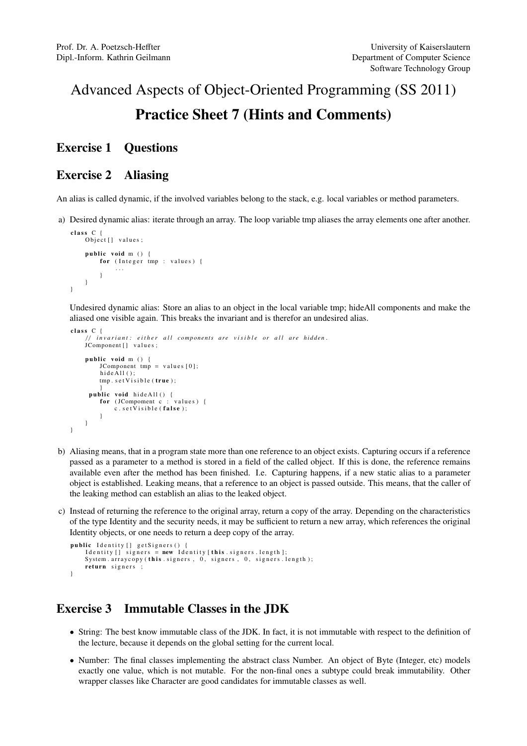Prof. Dr. A. Poetzsch-Heffter
Dipl.-Inform. Kathrin Geilmann

University of Kaiserslautern
Department of Computer Science
Software Technology Group

# Advanced Aspects of Object-Oriented Programming (SS 2011)

# Practice Sheet 7 (Hints and Comments)

## Exercise 1 Questions

## Exercise 2 Aliasing

An alias is called dynamic, if the involved variables belong to the stack, e.g. local variables or method parameters.

a) Desired dynamic alias: iterate through an array. The loop variable tmp aliases the array elements one after another.

```
class C {
    Object[] values;

    public void m () {
        for (Integer tmp : values) {
            ...
        }
    }
}
```

Undesired dynamic alias: Store an alias to an object in the local variable tmp; hideAll components and make the aliased one visible again. This breaks the invariant and is therefor an undesired alias.

```
class C {
    // invariant: either all components are visible or all are hidden.
    JComponent[] values;

    public void m () {
        JComponent tmp = values[0];
        hideAll();
        tmp.setVisible(true);
        }
     public void hideAll() {
        for (JCompoment c : values) {
            c.setVisible(false);
        }
    }
}
```

b) Aliasing means, that in a program state more than one reference to an object exists. Capturing occurs if a reference passed as a parameter to a method is stored in a field of the called object. If this is done, the reference remains available even after the method has been finished. I.e. Capturing happens, if a new static alias to a parameter object is established. Leaking means, that a reference to an object is passed outside. This means, that the caller of the leaking method can establish an alias to the leaked object.

c) Instead of returning the reference to the original array, return a copy of the array. Depending on the characteristics of the type Identity and the security needs, it may be sufficient to return a new array, which references the original Identity objects, or one needs to return a deep copy of the array.

```
public Identity[] getSigners() {
    Identity[] signers = new Identity[this.signers.length];
    System.arraycopy(this.signers, 0, signers, 0, signers.length);
    return signers ;
}
```

## Exercise 3 Immutable Classes in the JDK

- String: The best know immutable class of the JDK. In fact, it is not immutable with respect to the definition of the lecture, because it depends on the global setting for the current local.
- Number: The final classes implementing the abstract class Number. An object of Byte (Integer, etc) models exactly one value, which is not mutable. For the non-final ones a subtype could break immutability. Other wrapper classes like Character are good candidates for immutable classes as well.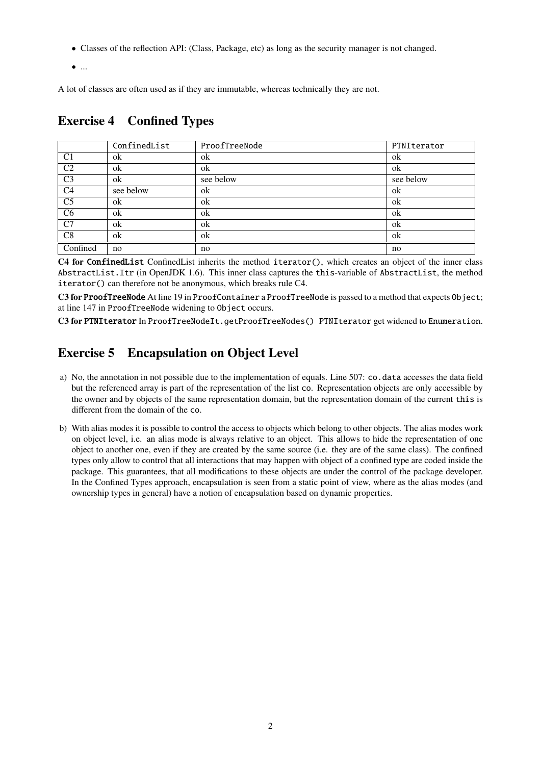- Classes of the reflection API: (Class, Package, etc) as long as the security manager is not changed.
- ...

A lot of classes are often used as if they are immutable, whereas technically they are not.

## Exercise 4 Confined Types

| | `ConfinedList` | `ProofTreeNode` | `PTNIterator` |
|---|---|---|---|
| C1 | ok | ok | ok |
| C2 | ok | ok | ok |
| C3 | ok | see below | see below |
| C4 | see below | ok | ok |
| C5 | ok | ok | ok |
| C6 | ok | ok | ok |
| C7 | ok | ok | ok |
| C8 | ok | ok | ok |
| Confined | no | no | no |

**C4 for `ConfinedList`** ConfinedList inherits the method `iterator()`, which creates an object of the inner class `AbstractList.Itr` (in OpenJDK 1.6). This inner class captures the `this`-variable of `AbstractList`, the method `iterator()` can therefore not be anonymous, which breaks rule C4.

**C3 for `ProofTreeNode`** At line 19 in `ProofContainer` a `ProofTreeNode` is passed to a method that expects `Object`; at line 147 in `ProofTreeNode` widening to `Object` occurs.

**C3 for `PTNIterator`** In `ProofTreeNodeIt.getProofTreeNodes() PTNIterator` get widened to `Enumeration`.

## Exercise 5 Encapsulation on Object Level

a) No, the annotation in not possible due to the implementation of equals. Line 507: `co.data` accesses the data field but the referenced array is part of the representation of the list `co`. Representation objects are only accessible by the owner and by objects of the same representation domain, but the representation domain of the current `this` is different from the domain of the `co`.

b) With alias modes it is possible to control the access to objects which belong to other objects. The alias modes work on object level, i.e. an alias mode is always relative to an object. This allows to hide the representation of one object to another one, even if they are created by the same source (i.e. they are of the same class). The confined types only allow to control that all interactions that may happen with object of a confined type are coded inside the package. This guarantees, that all modifications to these objects are under the control of the package developer. In the Confined Types approach, encapsulation is seen from a static point of view, where as the alias modes (and ownership types in general) have a notion of encapsulation based on dynamic properties.